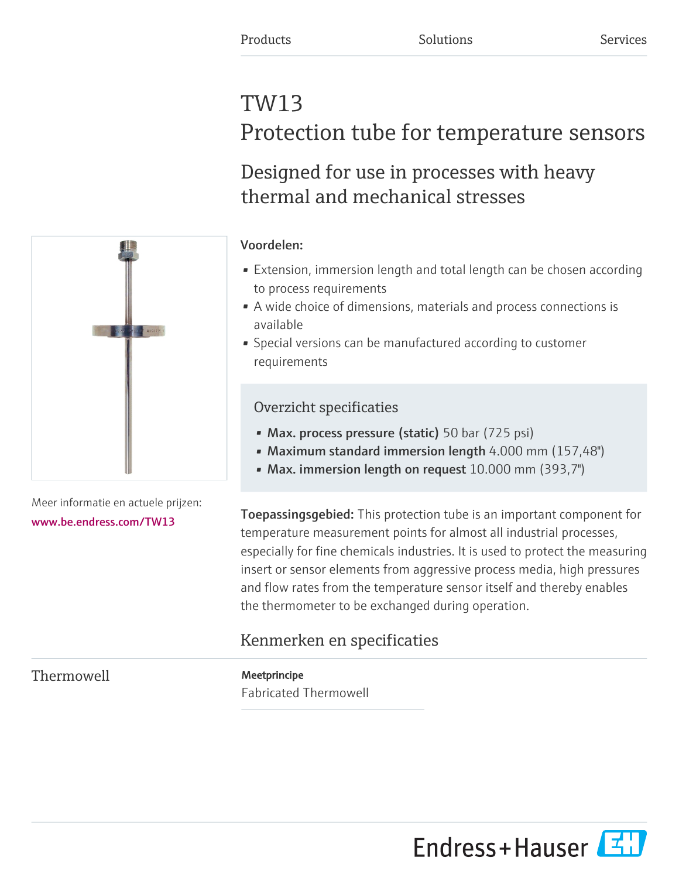Products Solutions Services

# TW13
## Protection tube for temperature sensors

### Designed for use in processes with heavy thermal and mechanical stresses

Meer informatie en actuele prijzen:
www.be.endress.com/TW13

**Voordelen:**

- Extension, immersion length and total length can be chosen according to process requirements
- A wide choice of dimensions, materials and process connections is available
- Special versions can be manufactured according to customer requirements

### Overzicht specificaties

- **Max. process pressure (static)** 50 bar (725 psi)
- **Maximum standard immersion length** 4.000 mm (157,48")
- **Max. immersion length on request** 10.000 mm (393,7")

**Toepassingsgebied:** This protection tube is an important component for temperature measurement points for almost all industrial processes, especially for fine chemicals industries. It is used to protect the measuring insert or sensor elements from aggressive process media, high pressures and flow rates from the temperature sensor itself and thereby enables the thermometer to be exchanged during operation.

## Kenmerken en specificaties

Thermowell

**Meetprincipe**
Fabricated Thermowell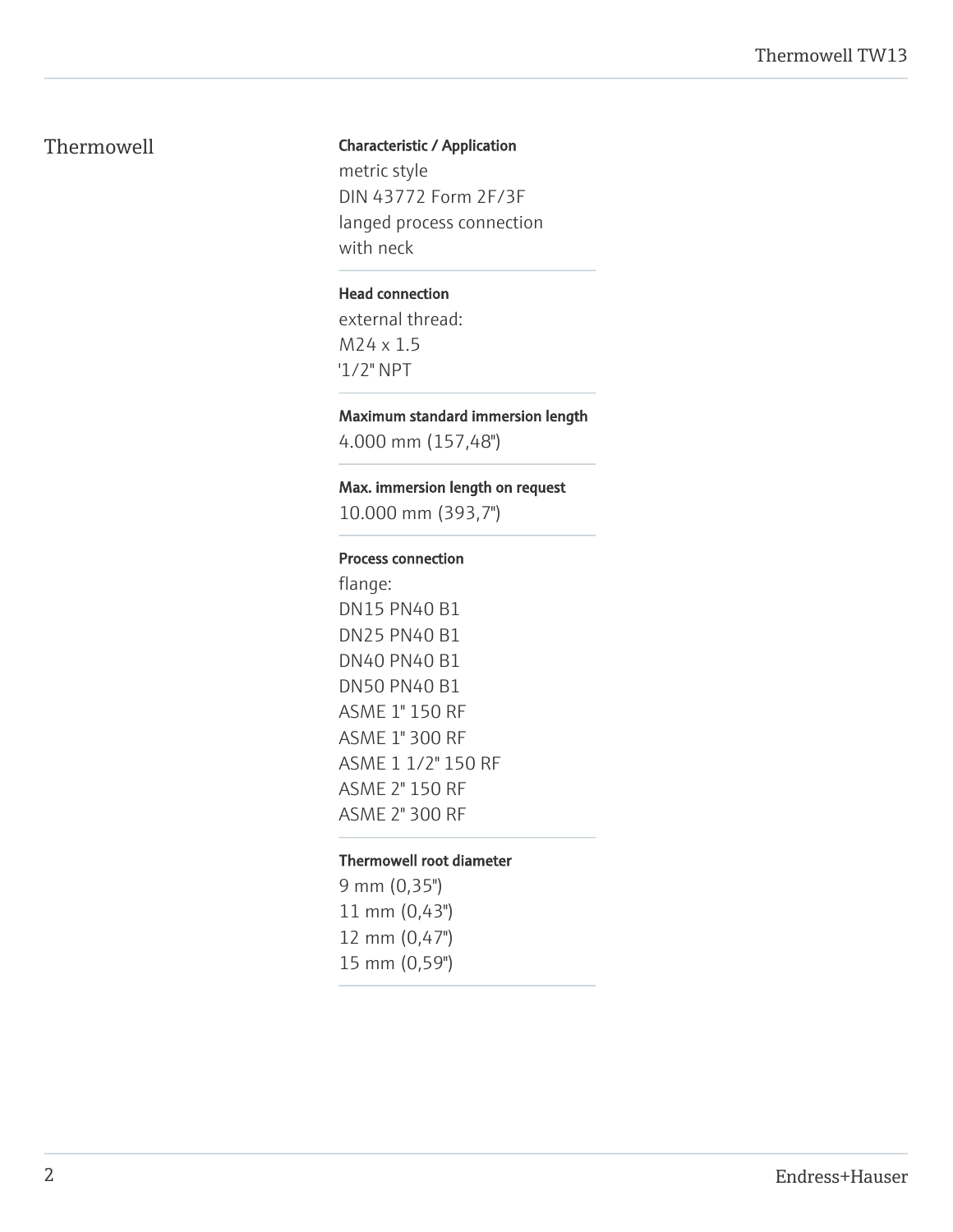## Thermowell

**Characteristic / Application**

metric style
DIN 43772 Form 2F/3F
langed process connection
with neck

**Head connection**

external thread:
M24 x 1.5
'1/2" NPT

**Maximum standard immersion length**

4.000 mm (157,48")

**Max. immersion length on request**

10.000 mm (393,7")

**Process connection**

flange:
DN15 PN40 B1
DN25 PN40 B1
DN40 PN40 B1
DN50 PN40 B1
ASME 1" 150 RF
ASME 1" 300 RF
ASME 1 1/2" 150 RF
ASME 2" 150 RF
ASME 2" 300 RF

**Thermowell root diameter**

9 mm (0,35")
11 mm (0,43")
12 mm (0,47")
15 mm (0,59")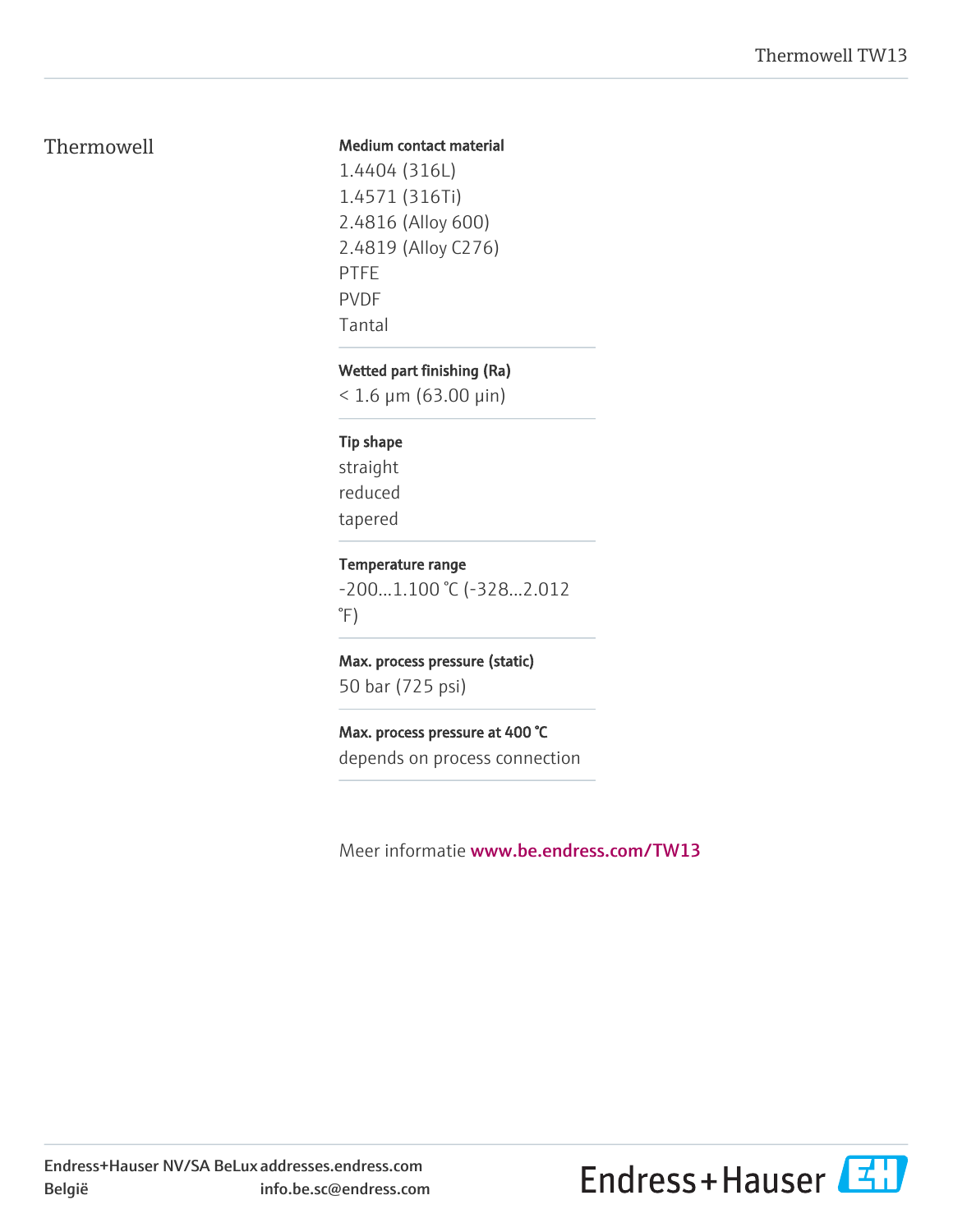## Thermowell

**Medium contact material**

1.4404 (316L)
1.4571 (316Ti)
2.4816 (Alloy 600)
2.4819 (Alloy C276)
PTFE
PVDF
Tantal

**Wetted part finishing (Ra)**

< 1.6 µm (63.00 µin)

**Tip shape**

straight
reduced
tapered

**Temperature range**

-200...1.100 °C (-328...2.012 °F)

**Max. process pressure (static)**

50 bar (725 psi)

**Max. process pressure at 400 °C**

depends on process connection

Meer informatie **www.be.endress.com/TW13**

Endress+Hauser NV/SA BeLux addresses.endress.com
België info.be.sc@endress.com